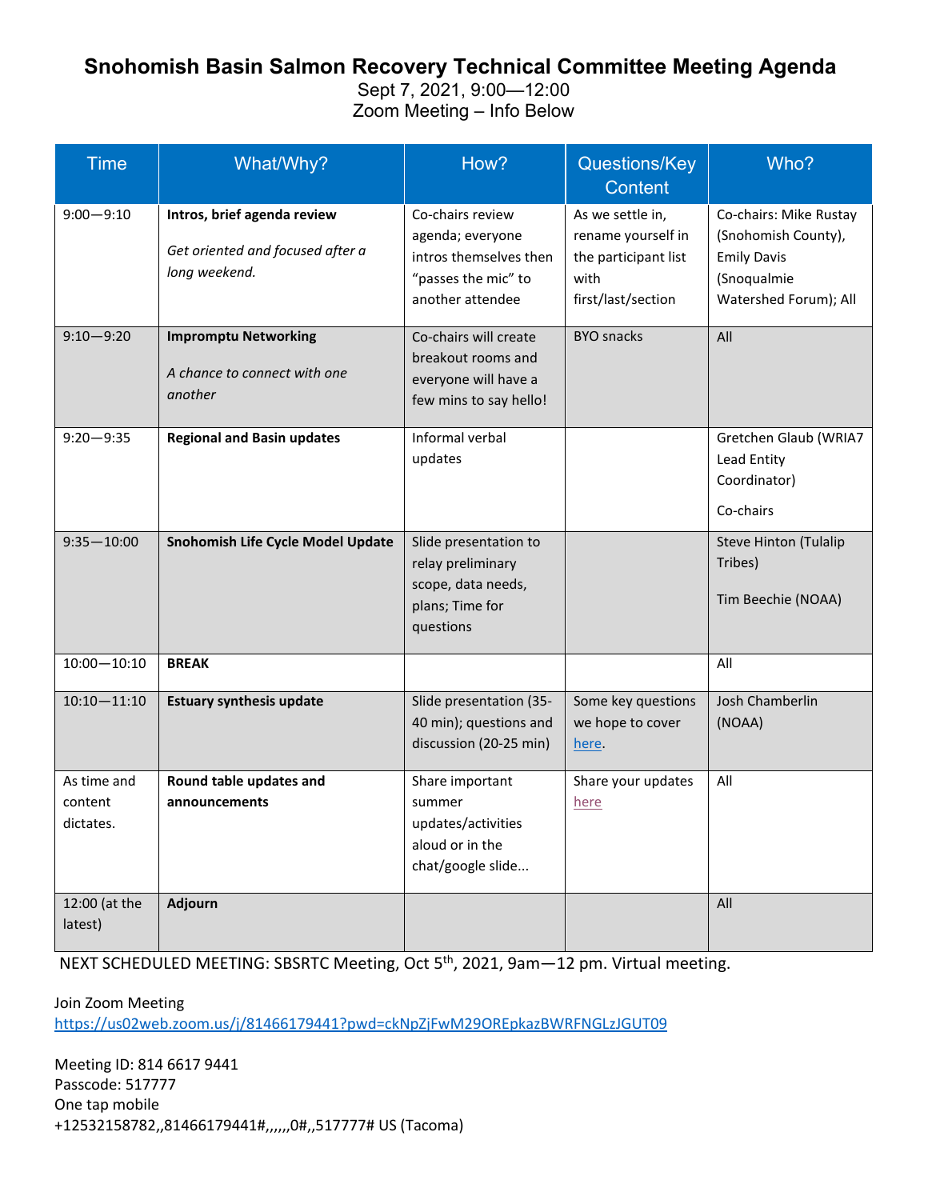# Snohomish Basin Salmon Recovery Technical Committee Meeting Agenda

Sept 7, 2021, 9:00—12:00
Zoom Meeting – Info Below

| Time | What/Why? | How? | Questions/Key Content | Who? |
|---|---|---|---|---|
| 9:00—9:10 | **Intros, brief agenda review**<br><br>*Get oriented and focused after a long weekend.* | Co-chairs review agenda; everyone intros themselves then “passes the mic” to another attendee | As we settle in, rename yourself in the participant list with first/last/section | Co-chairs: Mike Rustay (Snohomish County), Emily Davis (Snoqualmie Watershed Forum); All |
| 9:10—9:20 | **Impromptu Networking**<br><br>*A chance to connect with one another* | Co-chairs will create breakout rooms and everyone will have a few mins to say hello! | BYO snacks | All |
| 9:20—9:35 | **Regional and Basin updates** | Informal verbal updates | | Gretchen Glaub (WRIA7 Lead Entity Coordinator)<br><br>Co-chairs |
| 9:35—10:00 | **Snohomish Life Cycle Model Update** | Slide presentation to relay preliminary scope, data needs, plans; Time for questions | | Steve Hinton (Tulalip Tribes)<br><br>Tim Beechie (NOAA) |
| 10:00—10:10 | **BREAK** | | | All |
| 10:10—11:10 | **Estuary synthesis update** | Slide presentation (35-40 min); questions and discussion (20-25 min) | Some key questions we hope to cover here. | Josh Chamberlin (NOAA) |
| As time and content dictates. | **Round table updates and announcements** | Share important summer updates/activities aloud or in the chat/google slide... | Share your updates here | All |
| 12:00 (at the latest) | **Adjourn** | | | All |

NEXT SCHEDULED MEETING: SBSRTC Meeting, Oct 5th, 2021, 9am—12 pm. Virtual meeting.

Join Zoom Meeting
https://us02web.zoom.us/j/81466179441?pwd=ckNpZjFwM29OREpkazBWRFNGLzJGUT09

Meeting ID: 814 6617 9441
Passcode: 517777
One tap mobile
+12532158782,,81466179441#,,,,,,0#,,517777# US (Tacoma)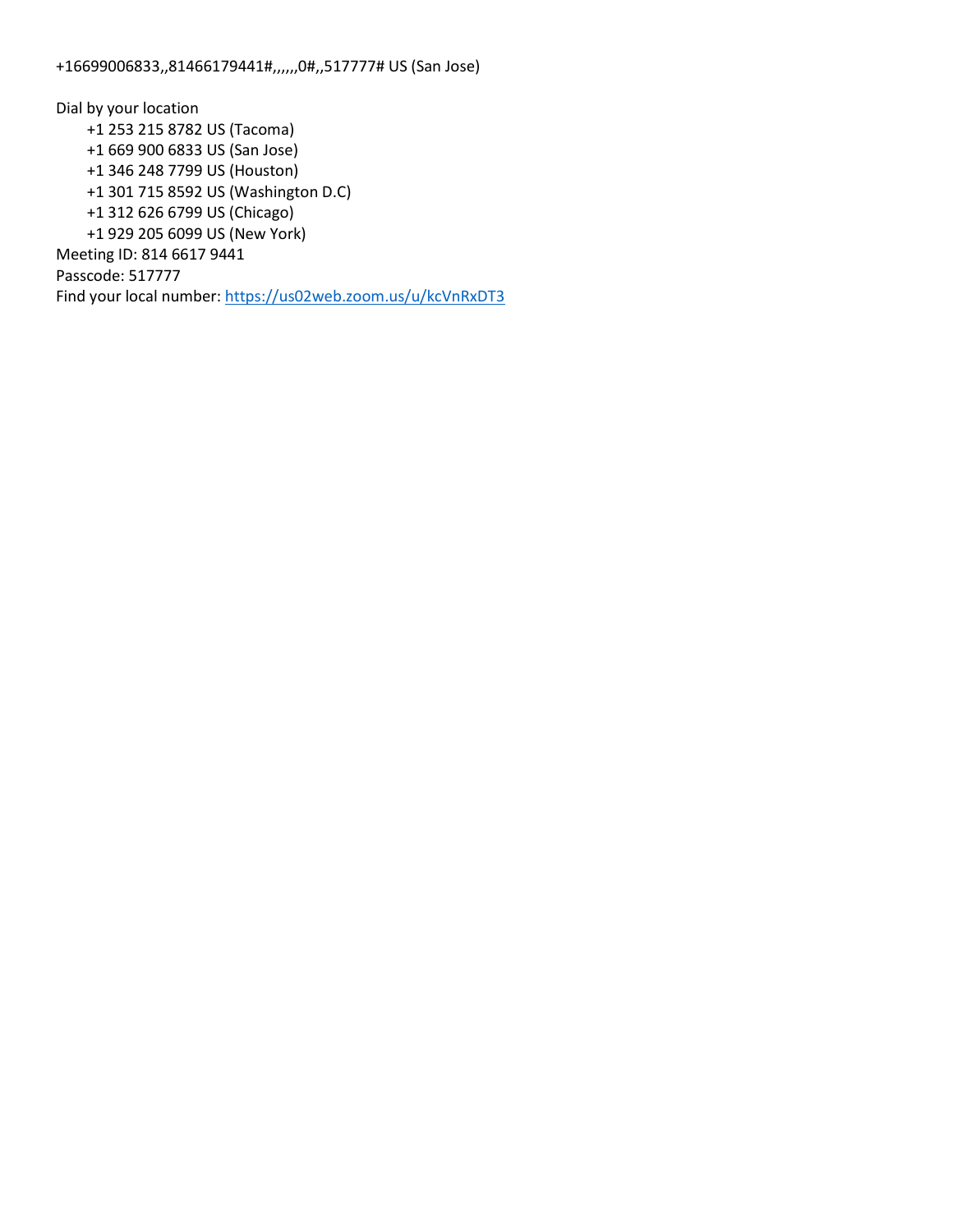+16699006833,,81466179441#,,,,,,0#,,517777# US (San Jose)

Dial by your location
- +1 253 215 8782 US (Tacoma)
- +1 669 900 6833 US (San Jose)
- +1 346 248 7799 US (Houston)
- +1 301 715 8592 US (Washington D.C)
- +1 312 626 6799 US (Chicago)
- +1 929 205 6099 US (New York)

Meeting ID: 814 6617 9441
Passcode: 517777
Find your local number: [https://us02web.zoom.us/u/kcVnRxDT3](https://us02web.zoom.us/u/kcVnRxDT3)